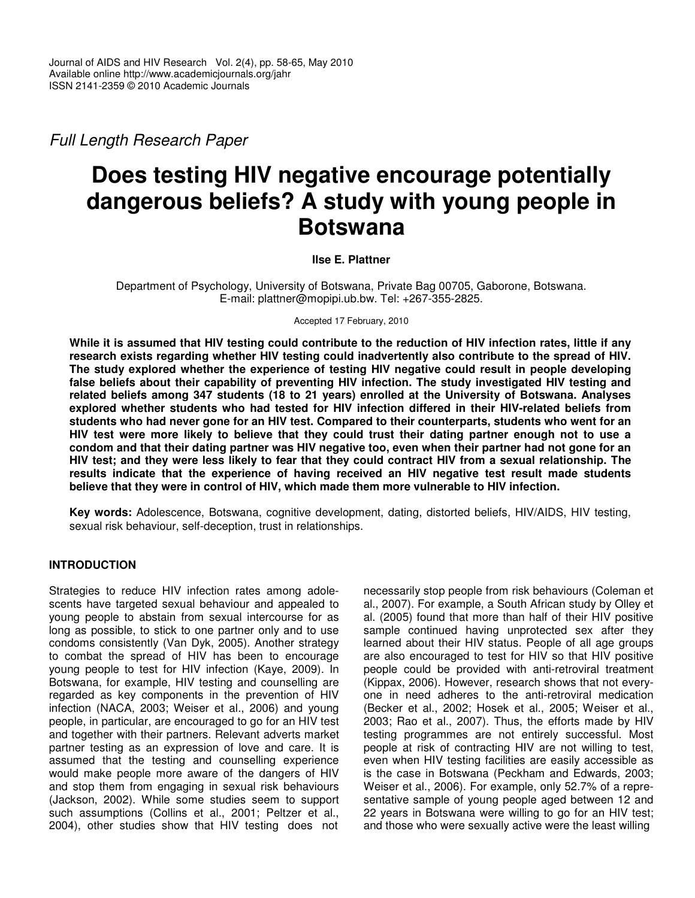*Full Length Research Paper*

# Does testing HIV negative encourage potentially dangerous beliefs? A study with young people in Botswana

**Ilse E. Plattner**

Department of Psychology, University of Botswana, Private Bag 00705, Gaborone, Botswana.
E-mail: plattner@mopipi.ub.bw. Tel: +267-355-2825.

Accepted 17 February, 2010

**While it is assumed that HIV testing could contribute to the reduction of HIV infection rates, little if any research exists regarding whether HIV testing could inadvertently also contribute to the spread of HIV. The study explored whether the experience of testing HIV negative could result in people developing false beliefs about their capability of preventing HIV infection. The study investigated HIV testing and related beliefs among 347 students (18 to 21 years) enrolled at the University of Botswana. Analyses explored whether students who had tested for HIV infection differed in their HIV-related beliefs from students who had never gone for an HIV test. Compared to their counterparts, students who went for an HIV test were more likely to believe that they could trust their dating partner enough not to use a condom and that their dating partner was HIV negative too, even when their partner had not gone for an HIV test; and they were less likely to fear that they could contract HIV from a sexual relationship. The results indicate that the experience of having received an HIV negative test result made students believe that they were in control of HIV, which made them more vulnerable to HIV infection.**

**Key words:** Adolescence, Botswana, cognitive development, dating, distorted beliefs, HIV/AIDS, HIV testing, sexual risk behaviour, self-deception, trust in relationships.

## INTRODUCTION

Strategies to reduce HIV infection rates among adolescents have targeted sexual behaviour and appealed to young people to abstain from sexual intercourse for as long as possible, to stick to one partner only and to use condoms consistently (Van Dyk, 2005). Another strategy to combat the spread of HIV has been to encourage young people to test for HIV infection (Kaye, 2009). In Botswana, for example, HIV testing and counselling are regarded as key components in the prevention of HIV infection (NACA, 2003; Weiser et al., 2006) and young people, in particular, are encouraged to go for an HIV test and together with their partners. Relevant adverts market partner testing as an expression of love and care. It is assumed that the testing and counselling experience would make people more aware of the dangers of HIV and stop them from engaging in sexual risk behaviours (Jackson, 2002). While some studies seem to support such assumptions (Collins et al., 2001; Peltzer et al., 2004), other studies show that HIV testing does not necessarily stop people from risk behaviours (Coleman et al., 2007). For example, a South African study by Olley et al. (2005) found that more than half of their HIV positive sample continued having unprotected sex after they learned about their HIV status. People of all age groups are also encouraged to test for HIV so that HIV positive people could be provided with anti-retroviral treatment (Kippax, 2006). However, research shows that not everyone in need adheres to the anti-retroviral medication (Becker et al., 2002; Hosek et al., 2005; Weiser et al., 2003; Rao et al., 2007). Thus, the efforts made by HIV testing programmes are not entirely successful. Most people at risk of contracting HIV are not willing to test, even when HIV testing facilities are easily accessible as is the case in Botswana (Peckham and Edwards, 2003; Weiser et al., 2006). For example, only 52.7% of a representative sample of young people aged between 12 and 22 years in Botswana were willing to go for an HIV test; and those who were sexually active were the least willing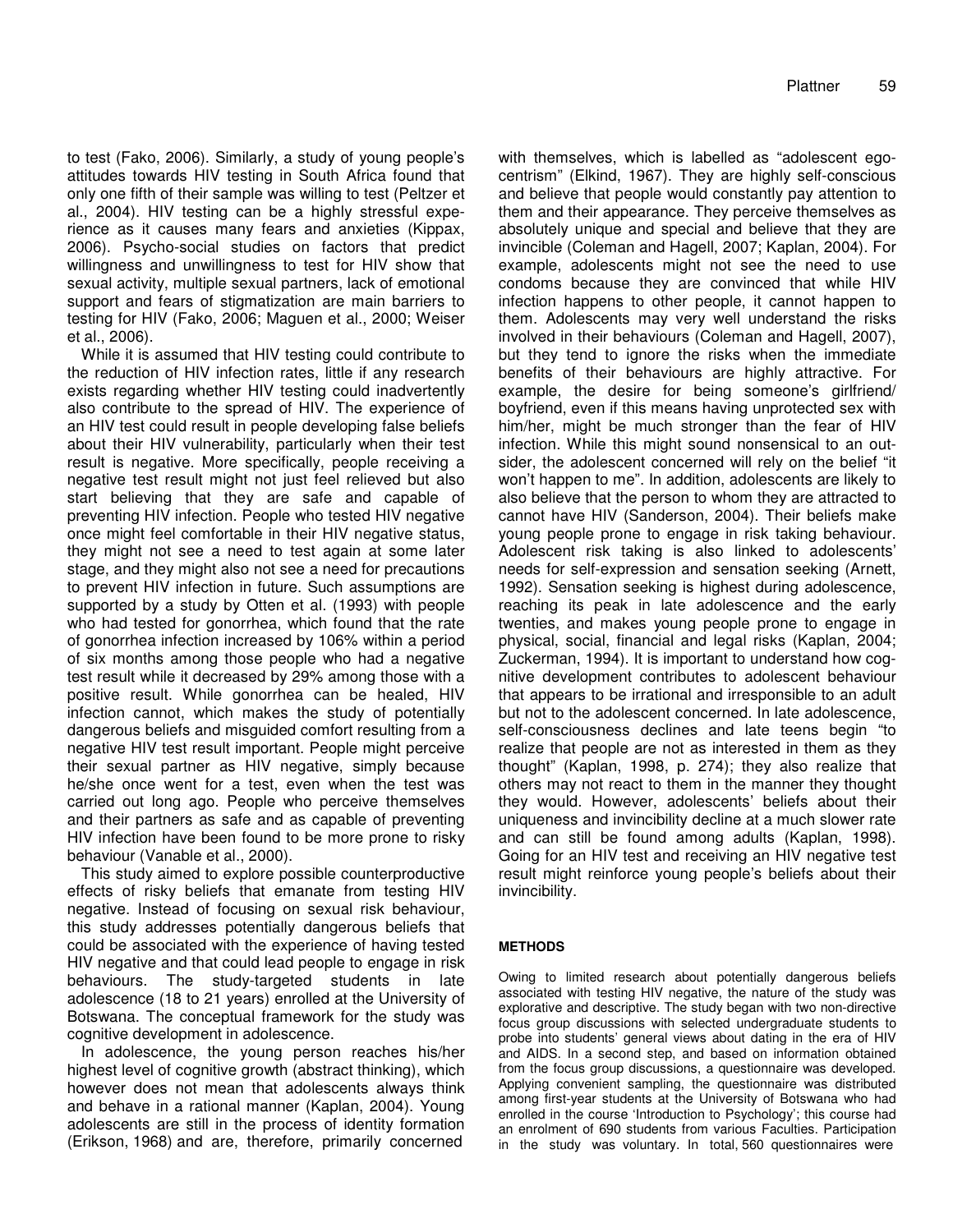to test (Fako, 2006). Similarly, a study of young people's attitudes towards HIV testing in South Africa found that only one fifth of their sample was willing to test (Peltzer et al., 2005). HIV testing can be a highly stressful experience as it causes many fears and anxieties (Kippax, 2006). Psycho-social studies on factors that predict willingness and unwillingness to test for HIV show that sexual activity, multiple sexual partners, lack of emotional support and fears of stigmatization are main barriers to testing for HIV (Fako, 2006; Maguen et al., 2000; Weiser et al., 2006).

While it is assumed that HIV testing could contribute to the reduction of HIV infection rates, little if any research exists regarding whether HIV testing could inadvertently also contribute to the spread of HIV. The experience of an HIV test could result in people developing false beliefs about their HIV vulnerability, particularly when their test result is negative. More specifically, people receiving a negative test result might not just feel relieved but also start believing that they are safe and capable of preventing HIV infection. People who tested HIV negative once might feel comfortable in their HIV negative status, they might not see a need to test again at some later stage, and they might also not see a need for precautions to prevent HIV infection in future. Such assumptions are supported by a study by Otten et al. (1993) with people who had tested for gonorrhea, which found that the rate of gonorrhea infection increased by 106% within a period of six months among those people who had a negative test result while it decreased by 29% among those with a positive result. While gonorrhea can be healed, HIV infection cannot, which makes the study of potentially dangerous beliefs and misguided comfort resulting from a negative HIV test result important. People might perceive their sexual partner as HIV negative, simply because he/she once went for a test, even when the test was carried out long ago. People who perceive themselves and their partners as safe and as capable of preventing HIV infection have been found to be more prone to risky behaviour (Vanable et al., 2000).

This study aimed to explore possible counterproductive effects of risky beliefs that emanate from testing HIV negative. Instead of focusing on sexual risk behaviour, this study addresses potentially dangerous beliefs that could be associated with the experience of having tested HIV negative and that could lead people to engage in risk behaviours. The study-targeted students in late adolescence (18 to 21 years) enrolled at the University of Botswana. The conceptual framework for the study was cognitive development in adolescence.

In adolescence, the young person reaches his/her highest level of cognitive growth (abstract thinking), which however does not mean that adolescents always think and behave in a rational manner (Kaplan, 2004). Young adolescents are still in the process of identity formation (Erikson, 1968) and are, therefore, primarily concerned with themselves, which is labelled as "adolescent egocentrism" (Elkind, 1967). They are highly self-conscious and believe that people would constantly pay attention to them and their appearance. They perceive themselves as absolutely unique and special and believe that they are invincible (Coleman and Hagell, 2007; Kaplan, 2004). For example, adolescents might not see the need to use condoms because they are convinced that while HIV infection happens to other people, it cannot happen to them. Adolescents may very well understand the risks involved in their behaviours (Coleman and Hagell, 2007), but they tend to ignore the risks when the immediate benefits of their behaviours are highly attractive. For example, the desire for being someone's girlfriend/boyfriend, even if this means having unprotected sex with him/her, might be much stronger than the fear of HIV infection. While this might sound nonsensical to an outsider, the adolescent concerned will rely on the belief "it won't happen to me". In addition, adolescents are likely to also believe that the person to whom they are attracted to cannot have HIV (Sanderson, 2004). Their beliefs make young people prone to engage in risk taking behaviour. Adolescent risk taking is also linked to adolescents' needs for self-expression and sensation seeking (Arnett, 1992). Sensation seeking is highest during adolescence, reaching its peak in late adolescence and the early twenties, and makes young people prone to engage in physical, social, financial and legal risks (Kaplan, 2004; Zuckerman, 1994). It is important to understand how cognitive development contributes to adolescent behaviour that appears to be irrational and irresponsible to an adult but not to the adolescent concerned. In late adolescence, self-consciousness declines and late teens begin "to realize that people are not as interested in them as they thought" (Kaplan, 1998, p. 274); they also realize that others may not react to them in the manner they thought they would. However, adolescents' beliefs about their uniqueness and invincibility decline at a much slower rate and can still be found among adults (Kaplan, 1998). Going for an HIV test and receiving an HIV negative test result might reinforce young people's beliefs about their invincibility.

## METHODS

Owing to limited research about potentially dangerous beliefs associated with testing HIV negative, the nature of the study was explorative and descriptive. The study began with two non-directive focus group discussions with selected undergraduate students to probe into students' general views about dating in the era of HIV and AIDS. In a second step, and based on information obtained from the focus group discussions, a questionnaire was developed. Applying convenient sampling, the questionnaire was distributed among first-year students at the University of Botswana who had enrolled in the course 'Introduction to Psychology'; this course had an enrolment of 690 students from various Faculties. Participation in the study was voluntary. In total, 560 questionnaires were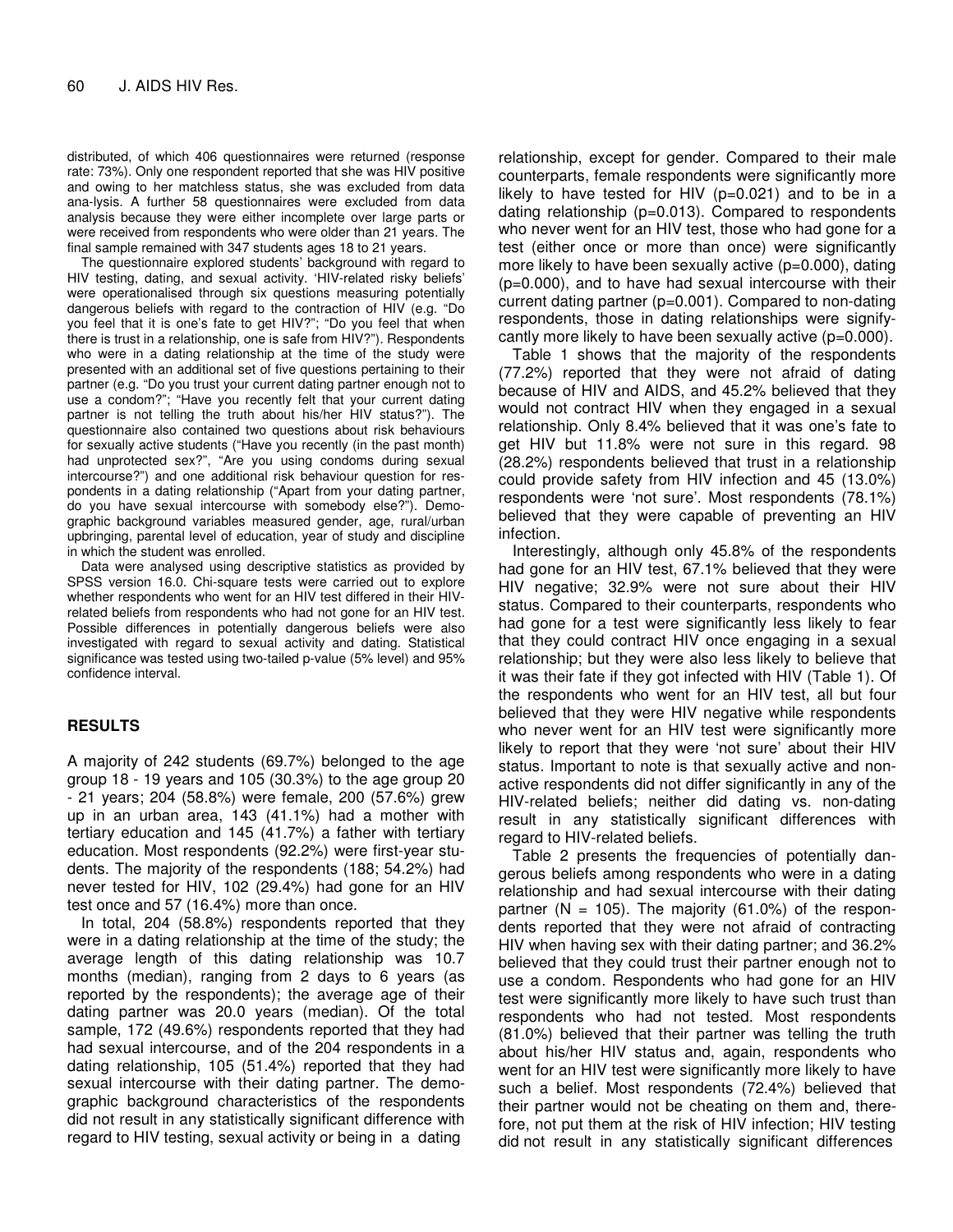distributed, of which 406 questionnaires were returned (response rate: 73%). Only one respondent reported that she was HIV positive and owing to her matchless status, she was excluded from data ana-lysis. A further 58 questionnaires were excluded from data analysis because they were either incomplete over large parts or were received from respondents who were older than 21 years. The final sample remained with 347 students ages 18 to 21 years.

The questionnaire explored students' background with regard to HIV testing, dating, and sexual activity. 'HIV-related risky beliefs' were operationalised through six questions measuring potentially dangerous beliefs with regard to the contraction of HIV (e.g. "Do you feel that it is one's fate to get HIV?"; "Do you feel that when there is trust in a relationship, one is safe from HIV?"). Respondents who were in a dating relationship at the time of the study were presented with an additional set of five questions pertaining to their partner (e.g. "Do you trust your current dating partner enough not to use a condom?"; "Have you recently felt that your current dating partner is not telling the truth about his/her HIV status?"). The questionnaire also contained two questions about risk behaviours for sexually active students ("Have you recently (in the past month) had unprotected sex?", "Are you using condoms during sexual intercourse?") and one additional risk behaviour question for respondents in a dating relationship ("Apart from your dating partner, do you have sexual intercourse with somebody else?"). Demographic background variables measured gender, age, rural/urban upbringing, parental level of education, year of study and discipline in which the student was enrolled.

Data were analysed using descriptive statistics as provided by SPSS version 16.0. Chi-square tests were carried out to explore whether respondents who went for an HIV test differed in their HIV-related beliefs from respondents who had not gone for an HIV test. Possible differences in potentially dangerous beliefs were also investigated with regard to sexual activity and dating. Statistical significance was tested using two-tailed p-value (5% level) and 95% confidence interval.

## RESULTS

A majority of 242 students (69.7%) belonged to the age group 18 - 19 years and 105 (30.3%) to the age group 20 - 21 years; 204 (58.8%) were female, 200 (57.6%) grew up in an urban area, 143 (41.1%) had a mother with tertiary education and 145 (41.7%) a father with tertiary education. Most respondents (92.2%) were first-year students. The majority of the respondents (188; 54.2%) had never tested for HIV, 102 (29.4%) had gone for an HIV test once and 57 (16.4%) more than once.

In total, 204 (58.8%) respondents reported that they were in a dating relationship at the time of the study; the average length of this dating relationship was 10.7 months (median), ranging from 2 days to 6 years (as reported by the respondents); the average age of their dating partner was 20.0 years (median). Of the total sample, 172 (49.6%) respondents reported that they had had sexual intercourse, and of the 204 respondents in a dating relationship, 105 (51.4%) reported that they had sexual intercourse with their dating partner. The demographic background characteristics of the respondents did not result in any statistically significant difference with regard to HIV testing, sexual activity or being in a dating relationship, except for gender. Compared to their male counterparts, female respondents were significantly more likely to have tested for HIV ($p=0.021$) and to be in a dating relationship ($p=0.013$). Compared to respondents who never went for an HIV test, those who had gone for a test (either once or more than once) were significantly more likely to have been sexually active ($p=0.000$), dating ($p=0.000$), and to have had sexual intercourse with their current dating partner ($p=0.001$). Compared to non-dating respondents, those in dating relationships were significantly more likely to have been sexually active ($p=0.000$).

Table 1 shows that the majority of the respondents (77.2%) reported that they were not afraid of dating because of HIV and AIDS, and 45.2% believed that they would not contract HIV when they engaged in a sexual relationship. Only 8.4% believed that it was one's fate to get HIV but 11.8% were not sure in this regard. 98 (28.2%) respondents believed that trust in a relationship could provide safety from HIV infection and 45 (13.0%) respondents were 'not sure'. Most respondents (78.1%) believed that they were capable of preventing an HIV infection.

Interestingly, although only 45.8% of the respondents had gone for an HIV test, 67.1% believed that they were HIV negative; 32.9% were not sure about their HIV status. Compared to their counterparts, respondents who had gone for a test were significantly less likely to fear that they could contract HIV once engaging in a sexual relationship; but they were also less likely to believe that it was their fate if they got infected with HIV (Table 1). Of the respondents who went for an HIV test, all but four believed that they were HIV negative while respondents who never went for an HIV test were significantly more likely to report that they were 'not sure' about their HIV status. Important to note is that sexually active and non-active respondents did not differ significantly in any of the HIV-related beliefs; neither did dating vs. non-dating result in any statistically significant differences with regard to HIV-related beliefs.

Table 2 presents the frequencies of potentially dangerous beliefs among respondents who were in a dating relationship and had sexual intercourse with their dating partner (N = 105). The majority (61.0%) of the respondents reported that they were not afraid of contracting HIV when having sex with their dating partner; and 36.2% believed that they could trust their partner enough not to use a condom. Respondents who had gone for an HIV test were significantly more likely to have such trust than respondents who had not tested. Most respondents (81.0%) believed that their partner was telling the truth about his/her HIV status and, again, respondents who went for an HIV test were significantly more likely to have such a belief. Most respondents (72.4%) believed that their partner would not be cheating on them and, therefore, not put them at the risk of HIV infection; HIV testing did not result in any statistically significant differences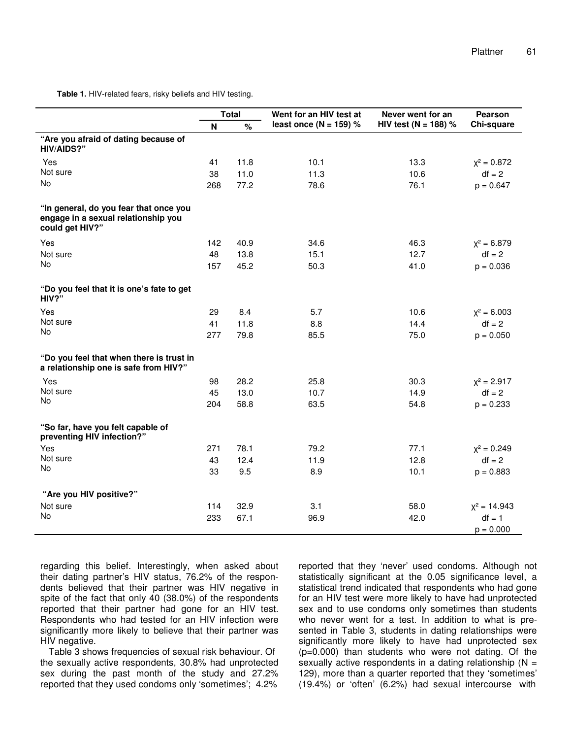**Table 1.** HIV-related fears, risky beliefs and HIV testing.

| | Total | | Went for an HIV test at least once (N = 159) % | Never went for an HIV test (N = 188) % | Pearson Chi-square |
|---|---|---|---|---|---|
| | N | % | | | |
| **"Are you afraid of dating because of HIV/AIDS?"** | | | | | |
| Yes | 41 | 11.8 | 10.1 | 13.3 | $\chi^2 = 0.872$ |
| Not sure | 38 | 11.0 | 11.3 | 10.6 | df = 2 |
| No | 268 | 77.2 | 78.6 | 76.1 | p = 0.647 |
| **"In general, do you fear that once you engage in a sexual relationship you could get HIV?"** | | | | | |
| Yes | 142 | 40.9 | 34.6 | 46.3 | $\chi^2 = 6.879$ |
| Not sure | 48 | 13.8 | 15.1 | 12.7 | df = 2 |
| No | 157 | 45.2 | 50.3 | 41.0 | p = 0.036 |
| **"Do you feel that it is one's fate to get HIV?"** | | | | | |
| Yes | 29 | 8.4 | 5.7 | 10.6 | $\chi^2 = 6.003$ |
| Not sure | 41 | 11.8 | 8.8 | 14.4 | df = 2 |
| No | 277 | 79.8 | 85.5 | 75.0 | p = 0.050 |
| **"Do you feel that when there is trust in a relationship one is safe from HIV?"** | | | | | |
| Yes | 98 | 28.2 | 25.8 | 30.3 | $\chi^2 = 2.917$ |
| Not sure | 45 | 13.0 | 10.7 | 14.9 | df = 2 |
| No | 204 | 58.8 | 63.5 | 54.8 | p = 0.233 |
| **"So far, have you felt capable of preventing HIV infection?"** | | | | | |
| Yes | 271 | 78.1 | 79.2 | 77.1 | $\chi^2 = 0.249$ |
| Not sure | 43 | 12.4 | 11.9 | 12.8 | df = 2 |
| No | 33 | 9.5 | 8.9 | 10.1 | p = 0.883 |
| **"Are you HIV positive?"** | | | | | |
| Not sure | 114 | 32.9 | 3.1 | 58.0 | $\chi^2 = 14.943$ |
| No | 233 | 67.1 | 96.9 | 42.0 | df = 1 |
| | | | | | p = 0.000 |

regarding this belief. Interestingly, when asked about their dating partner's HIV status, 76.2% of the respondents believed that their partner was HIV negative in spite of the fact that only 40 (38.0%) of the respondents reported that their partner had gone for an HIV test. Respondents who had tested for an HIV infection were significantly more likely to believe that their partner was HIV negative.

Table 3 shows frequencies of sexual risk behaviour. Of the sexually active respondents, 30.8% had unprotected sex during the past month of the study and 27.2% reported that they used condoms only 'sometimes'; 4.2% reported that they 'never' used condoms. Although not statistically significant at the 0.05 significance level, a statistical trend indicated that respondents who had gone for an HIV test were more likely to have had unprotected sex and to use condoms only sometimes than students who never went for a test. In addition to what is presented in Table 3, students in dating relationships were significantly more likely to have had unprotected sex (p=0.000) than students who were not dating. Of the sexually active respondents in a dating relationship (N = 129), more than a quarter reported that they 'sometimes' (19.4%) or 'often' (6.2%) had sexual intercourse with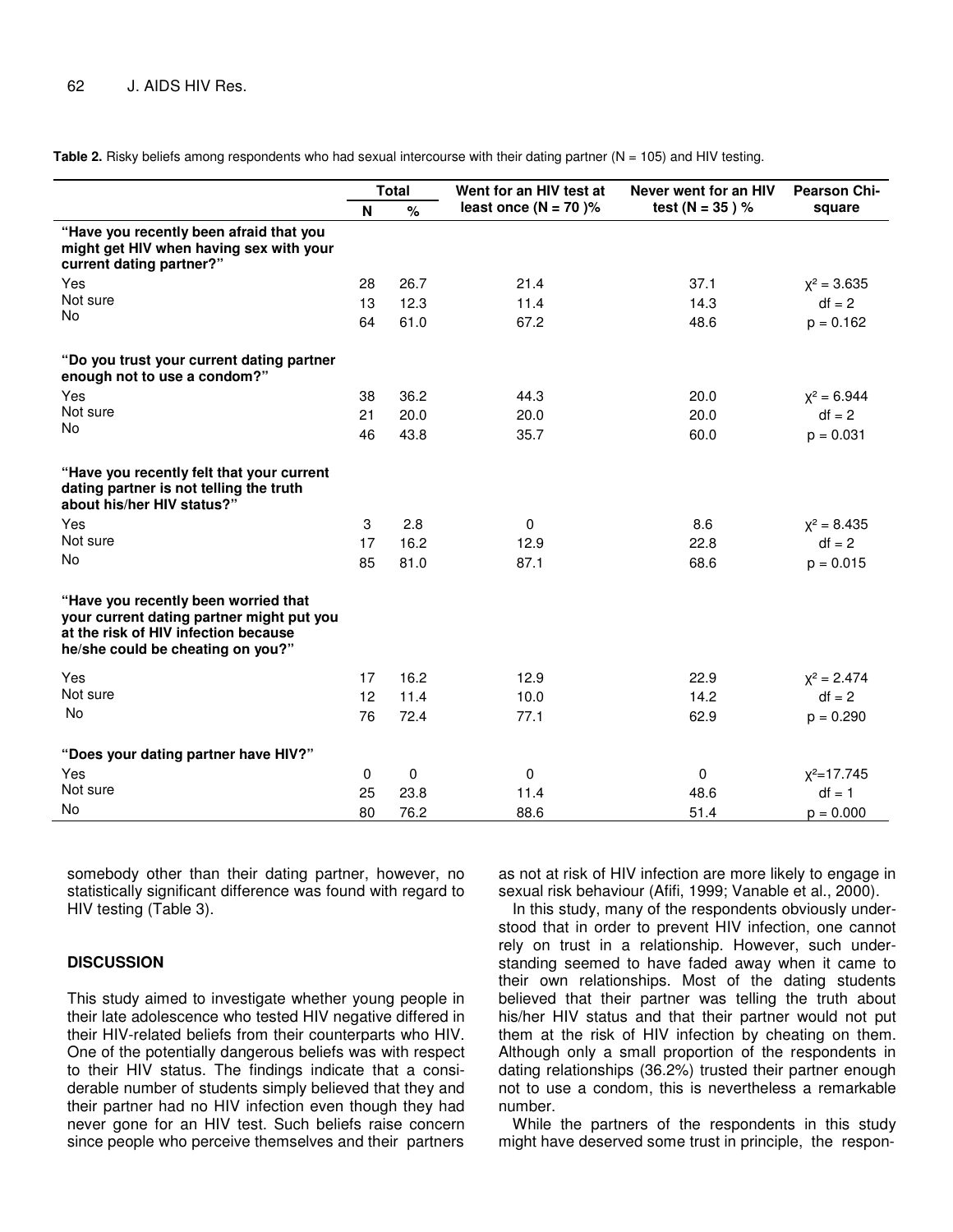**Table 2.** Risky beliefs among respondents who had sexual intercourse with their dating partner (N = 105) and HIV testing.

| | Total | | Went for an HIV test at least once (N = 70 )% | Never went for an HIV test (N = 35 ) % | Pearson Chi-square |
|---|---|---|---|---|---|
| | N | % | | | |
| **"Have you recently been afraid that you might get HIV when having sex with your current dating partner?"** | | | | | |
| Yes | 28 | 26.7 | 21.4 | 37.1 | $\chi^2 = 3.635$ |
| Not sure | 13 | 12.3 | 11.4 | 14.3 | df = 2 |
| No | 64 | 61.0 | 67.2 | 48.6 | p = 0.162 |
| **"Do you trust your current dating partner enough not to use a condom?"** | | | | | |
| Yes | 38 | 36.2 | 44.3 | 20.0 | $\chi^2 = 6.944$ |
| Not sure | 21 | 20.0 | 20.0 | 20.0 | df = 2 |
| No | 46 | 43.8 | 35.7 | 60.0 | p = 0.031 |
| **"Have you recently felt that your current dating partner is not telling the truth about his/her HIV status?"** | | | | | |
| Yes | 3 | 2.8 | 0 | 8.6 | $\chi^2 = 8.435$ |
| Not sure | 17 | 16.2 | 12.9 | 22.8 | df = 2 |
| No | 85 | 81.0 | 87.1 | 68.6 | p = 0.015 |
| **"Have you recently been worried that your current dating partner might put you at the risk of HIV infection because he/she could be cheating on you?"** | | | | | |
| Yes | 17 | 16.2 | 12.9 | 22.9 | $\chi^2 = 2.474$ |
| Not sure | 12 | 11.4 | 10.0 | 14.2 | df = 2 |
| No | 76 | 72.4 | 77.1 | 62.9 | p = 0.290 |
| **"Does your dating partner have HIV?"** | | | | | |
| Yes | 0 | 0 | 0 | 0 | $\chi^2=17.745$ |
| Not sure | 25 | 23.8 | 11.4 | 48.6 | df = 1 |
| No | 80 | 76.2 | 88.6 | 51.4 | p = 0.000 |

somebody other than their dating partner, however, no statistically significant difference was found with regard to HIV testing (Table 3).

## DISCUSSION

This study aimed to investigate whether young people in their late adolescence who tested HIV negative differed in their HIV-related beliefs from their counterparts who HIV. One of the potentially dangerous beliefs was with respect to their HIV status. The findings indicate that a considerable number of students simply believed that they and their partner had no HIV infection even though they had never gone for an HIV test. Such beliefs raise concern since people who perceive themselves and their partners as not at risk of HIV infection are more likely to engage in sexual risk behaviour (Afifi, 1999; Vanable et al., 2000).

In this study, many of the respondents obviously understood that in order to prevent HIV infection, one cannot rely on trust in a relationship. However, such understanding seemed to have faded away when it came to their own relationships. Most of the dating students believed that their partner was telling the truth about his/her HIV status and that their partner would not put them at the risk of HIV infection by cheating on them. Although only a small proportion of the respondents in dating relationships (36.2%) trusted their partner enough not to use a condom, this is nevertheless a remarkable number.

While the partners of the respondents in this study might have deserved some trust in principle, the respon-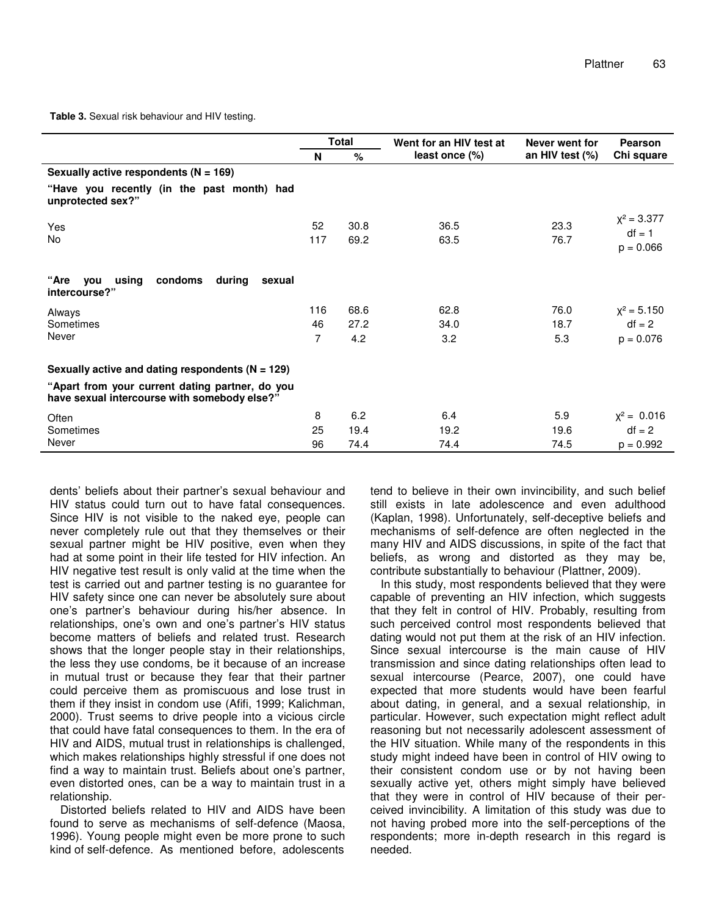**Table 3.** Sexual risk behaviour and HIV testing.

| | Total | | Went for an HIV test at least once (%) | Never went for an HIV test (%) | Pearson Chi square |
|---|---|---|---|---|---|
| | N | % | | | |
| **Sexually active respondents (N = 169)** | | | | | |
| **"Have you recently (in the past month) had unprotected sex?"** | | | | | |
| Yes | 52 | 30.8 | 36.5 | 23.3 | $\chi^2 = 3.377$ $df = 1$ $p = 0.066$ |
| No | 117 | 69.2 | 63.5 | 76.7 | |
| **"Are you using condoms during sexual intercourse?"** | | | | | |
| Always | 116 | 68.6 | 62.8 | 76.0 | $\chi^2 = 5.150$ |
| Sometimes | 46 | 27.2 | 34.0 | 18.7 | $df = 2$ |
| Never | 7 | 4.2 | 3.2 | 5.3 | $p = 0.076$ |
| **Sexually active and dating respondents (N = 129)** | | | | | |
| **"Apart from your current dating partner, do you have sexual intercourse with somebody else?"** | | | | | |
| Often | 8 | 6.2 | 6.4 | 5.9 | $\chi^2 = 0.016$ |
| Sometimes | 25 | 19.4 | 19.2 | 19.6 | $df = 2$ |
| Never | 96 | 74.4 | 74.4 | 74.5 | $p = 0.992$ |

dents' beliefs about their partner's sexual behaviour and HIV status could turn out to have fatal consequences. Since HIV is not visible to the naked eye, people can never completely rule out that they themselves or their sexual partner might be HIV positive, even when they had at some point in their life tested for HIV infection. An HIV negative test result is only valid at the time when the test is carried out and partner testing is no guarantee for HIV safety since one can never be absolutely sure about one's partner's behaviour during his/her absence. In relationships, one's own and one's partner's HIV status become matters of beliefs and related trust. Research shows that the longer people stay in their relationships, the less they use condoms, be it because of an increase in mutual trust or because they fear that their partner could perceive them as promiscuous and lose trust in them if they insist in condom use (Afifi, 1999; Kalichman, 2000). Trust seems to drive people into a vicious circle that could have fatal consequences to them. In the era of HIV and AIDS, mutual trust in relationships is challenged, which makes relationships highly stressful if one does not find a way to maintain trust. Beliefs about one's partner, even distorted ones, can be a way to maintain trust in a relationship.

Distorted beliefs related to HIV and AIDS have been found to serve as mechanisms of self-defence (Maosa, 1996). Young people might even be more prone to such kind of self-defence. As mentioned before, adolescents tend to believe in their own invincibility, and such belief still exists in late adolescence and even adulthood (Kaplan, 1998). Unfortunately, self-deceptive beliefs and mechanisms of self-defence are often neglected in the many HIV and AIDS discussions, in spite of the fact that beliefs, as wrong and distorted as they may be, contribute substantially to behaviour (Plattner, 2009).

In this study, most respondents believed that they were capable of preventing an HIV infection, which suggests that they felt in control of HIV. Probably, resulting from such perceived control most respondents believed that dating would not put them at the risk of an HIV infection. Since sexual intercourse is the main cause of HIV transmission and since dating relationships often lead to sexual intercourse (Pearce, 2007), one could have expected that more students would have been fearful about dating, in general, and a sexual relationship, in particular. However, such expectation might reflect adult reasoning but not necessarily adolescent assessment of the HIV situation. While many of the respondents in this study might indeed have been in control of HIV owing to their consistent condom use or by not having been sexually active yet, others might simply have believed that they were in control of HIV because of their perceived invincibility. A limitation of this study was due to not having probed more into the self-perceptions of the respondents; more in-depth research in this regard is needed.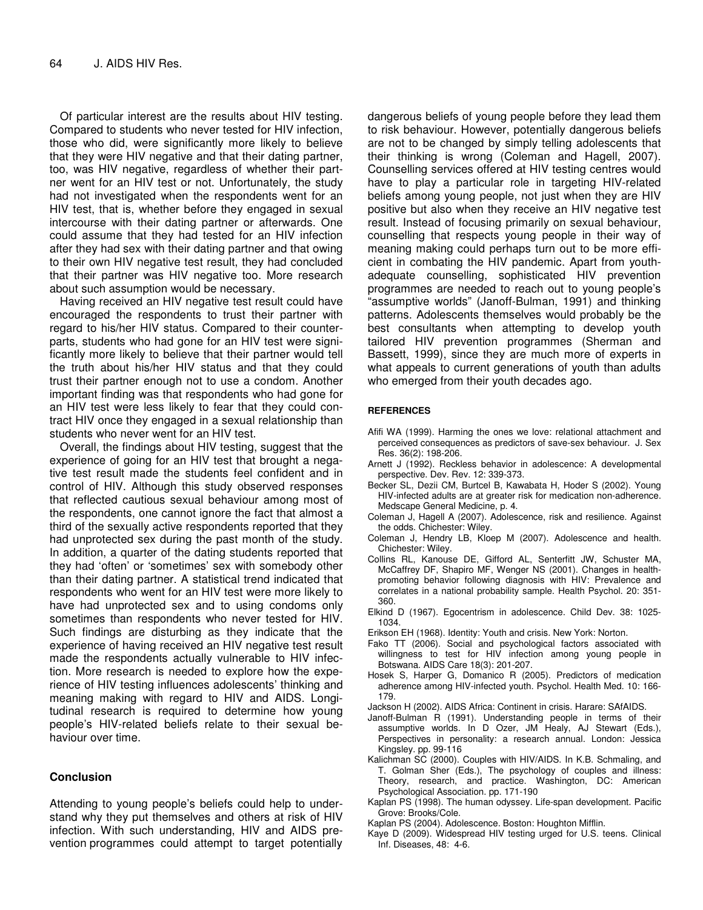Of particular interest are the results about HIV testing. Compared to students who never tested for HIV infection, those who did, were significantly more likely to believe that they were HIV negative and that their dating partner, too, was HIV negative, regardless of whether their partner went for an HIV test or not. Unfortunately, the study had not investigated when the respondents went for an HIV test, that is, whether before they engaged in sexual intercourse with their dating partner or afterwards. One could assume that they had tested for an HIV infection after they had sex with their dating partner and that owing to their own HIV negative test result, they had concluded that their partner was HIV negative too. More research about such assumption would be necessary.

Having received an HIV negative test result could have encouraged the respondents to trust their partner with regard to his/her HIV status. Compared to their counterparts, students who had gone for an HIV test were significantly more likely to believe that their partner would tell the truth about his/her HIV status and that they could trust their partner enough not to use a condom. Another important finding was that respondents who had gone for an HIV test were less likely to fear that they could contract HIV once they engaged in a sexual relationship than students who never went for an HIV test.

Overall, the findings about HIV testing, suggest that the experience of going for an HIV test that brought a negative test result made the students feel confident and in control of HIV. Although this study observed responses that reflected cautious sexual behaviour among most of the respondents, one cannot ignore the fact that almost a third of the sexually active respondents reported that they had unprotected sex during the past month of the study. In addition, a quarter of the dating students reported that they had 'often' or 'sometimes' sex with somebody other than their dating partner. A statistical trend indicated that respondents who went for an HIV test were more likely to have had unprotected sex and to using condoms only sometimes than respondents who never tested for HIV. Such findings are disturbing as they indicate that the experience of having received an HIV negative test result made the respondents actually vulnerable to HIV infection. More research is needed to explore how the experience of HIV testing influences adolescents' thinking and meaning making with regard to HIV and AIDS. Longitudinal research is required to determine how young people's HIV-related beliefs relate to their sexual behaviour over time.

## Conclusion

Attending to young people's beliefs could help to understand why they put themselves and others at risk of HIV infection. With such understanding, HIV and AIDS prevention programmes could attempt to target potentially dangerous beliefs of young people before they lead them to risk behaviour. However, potentially dangerous beliefs are not to be changed by simply telling adolescents that their thinking is wrong (Coleman and Hagell, 2007). Counselling services offered at HIV testing centres would have to play a particular role in targeting HIV-related beliefs among young people, not just when they are HIV positive but also when they receive an HIV negative test result. Instead of focusing primarily on sexual behaviour, counselling that respects young people in their way of meaning making could perhaps turn out to be more efficient in combating the HIV pandemic. Apart from youth-adequate counselling, sophisticated HIV prevention programmes are needed to reach out to young people's "assumptive worlds" (Janoff-Bulman, 1991) and thinking patterns. Adolescents themselves would probably be the best consultants when attempting to develop youth tailored HIV prevention programmes (Sherman and Bassett, 1999), since they are much more of experts in what appeals to current generations of youth than adults who emerged from their youth decades ago.

## REFERENCES

Afifi WA (1999). Harming the ones we love: relational attachment and perceived consequences as predictors of save-sex behaviour. J. Sex Res. 36(2): 198-206.

Arnett J (1992). Reckless behavior in adolescence: A developmental perspective. Dev. Rev. 12: 339-373.

Becker SL, Dezii CM, Burtcel B, Kawabata H, Hoder S (2002). Young HIV-infected adults are at greater risk for medication non-adherence. Medscape General Medicine, p. 4.

Coleman J, Hagell A (2007). Adolescence, risk and resilience. Against the odds. Chichester: Wiley.

Coleman J, Hendry LB, Kloep M (2007). Adolescence and health. Chichester: Wiley.

Collins RL, Kanouse DE, Gifford AL, Senterfitt JW, Schuster MA, McCaffrey DF, Shapiro MF, Wenger NS (2001). Changes in health-promoting behavior following diagnosis with HIV: Prevalence and correlates in a national probability sample. Health Psychol. 20: 351-360.

Elkind D (1967). Egocentrism in adolescence. Child Dev. 38: 1025-1034.

Erikson EH (1968). Identity: Youth and crisis. New York: Norton.

Fako TT (2006). Social and psychological factors associated with willingness to test for HIV infection among young people in Botswana. AIDS Care 18(3): 201-207.

Hosek S, Harper G, Domanico R (2005). Predictors of medication adherence among HIV-infected youth. Psychol. Health Med. 10: 166-179.

Jackson H (2002). AIDS Africa: Continent in crisis. Harare: SAfAIDS.

Janoff-Bulman R (1991). Understanding people in terms of their assumptive worlds. In D Ozer, JM Healy, AJ Stewart (Eds.), Perspectives in personality: a research annual. London: Jessica Kingsley. pp. 99-116

Kalichman SC (2000). Couples with HIV/AIDS. In K.B. Schmaling, and T. Golman Sher (Eds.), The psychology of couples and illness: Theory, research, and practice. Washington, DC: American Psychological Association. pp. 171-190

Kaplan PS (1998). The human odyssey. Life-span development. Pacific Grove: Brooks/Cole.

Kaplan PS (2004). Adolescence. Boston: Houghton Mifflin.

Kaye D (2009). Widespread HIV testing urged for U.S. teens. Clinical Inf. Diseases, 48: 4-6.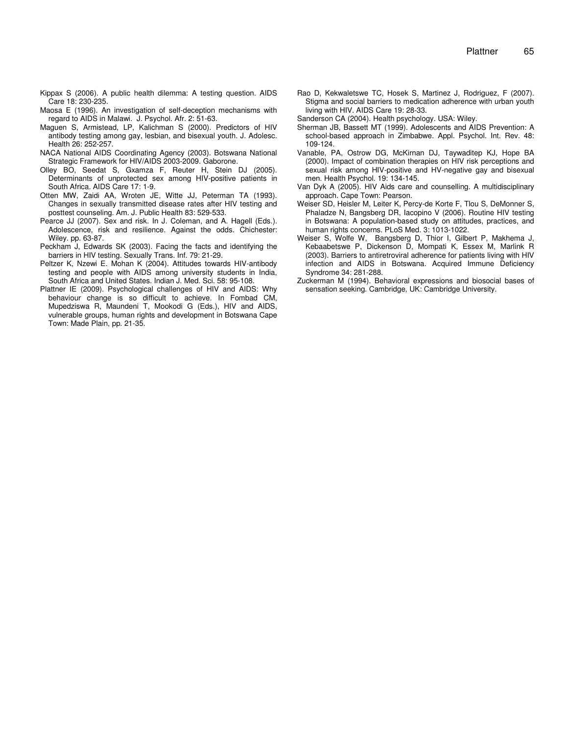Kippax S (2006). A public health dilemma: A testing question. AIDS Care 18: 230-235.

Maosa E (1996). An investigation of self-deception mechanisms with regard to AIDS in Malawi. J. Psychol. Afr. 2: 51-63.

Maguen S, Armistead, LP, Kalichman S (2000). Predictors of HIV antibody testing among gay, lesbian, and bisexual youth. J. Adolesc. Health 26: 252-257.

NACA National AIDS Coordinating Agency (2003). Botswana National Strategic Framework for HIV/AIDS 2003-2009. Gaborone.

Olley BO, Seedat S, Gxamza F, Reuter H, Stein DJ (2005). Determinants of unprotected sex among HIV-positive patients in South Africa. AIDS Care 17: 1-9.

Otten MW, Zaidi AA, Wroten JE, Witte JJ, Peterman TA (1993). Changes in sexually transmitted disease rates after HIV testing and posttest counseling. Am. J. Public Health 83: 529-533.

Pearce JJ (2007). Sex and risk. In J. Coleman, and A. Hagell (Eds.). Adolescence, risk and resilience. Against the odds. Chichester: Wiley. pp. 63-87.

Peckham J, Edwards SK (2003). Facing the facts and identifying the barriers in HIV testing. Sexually Trans. Inf. 79: 21-29.

Peltzer K, Nzewi E. Mohan K (2004). Attitudes towards HIV-antibody testing and people with AIDS among university students in India, South Africa and United States. Indian J. Med. Sci. 58: 95-108.

Plattner IE (2009). Psychological challenges of HIV and AIDS: Why behaviour change is so difficult to achieve. In Fombad CM, Mupedziswa R, Maundeni T, Mookodi G (Eds.), HIV and AIDS, vulnerable groups, human rights and development in Botswana Cape Town: Made Plain, pp. 21-35.

Rao D, Kekwaletswe TC, Hosek S, Martinez J, Rodriguez, F (2007). Stigma and social barriers to medication adherence with urban youth living with HIV. AIDS Care 19: 28-33.

Sanderson CA (2004). Health psychology. USA: Wiley.

Sherman JB, Bassett MT (1999). Adolescents and AIDS Prevention: A school-based approach in Zimbabwe. Appl. Psychol. Int. Rev. 48: 109-124.

Vanable, PA, Ostrow DG, McKirnan DJ, Taywaditep KJ, Hope BA (2000). Impact of combination therapies on HIV risk perceptions and sexual risk among HIV-positive and HV-negative gay and bisexual men. Health Psychol. 19: 134-145.

Van Dyk A (2005). HIV Aids care and counselling. A multidisciplinary approach. Cape Town: Pearson.

Weiser SD, Heisler M, Leiter K, Percy-de Korte F, Tlou S, DeMonner S, Phaladze N, Bangsberg DR, Iacopino V (2006). Routine HIV testing in Botswana: A population-based study on attitudes, practices, and human rights concerns. PLoS Med. 3: 1013-1022.

Weiser S, Wolfe W, Bangsberg D, Thior I, Gilbert P, Makhema J, Kebaabetswe P, Dickenson D, Mompati K, Essex M, Marlink R (2003). Barriers to antiretroviral adherence for patients living with HIV infection and AIDS in Botswana. Acquired Immune Deficiency Syndrome 34: 281-288.

Zuckerman M (1994). Behavioral expressions and biosocial bases of sensation seeking. Cambridge, UK: Cambridge University.